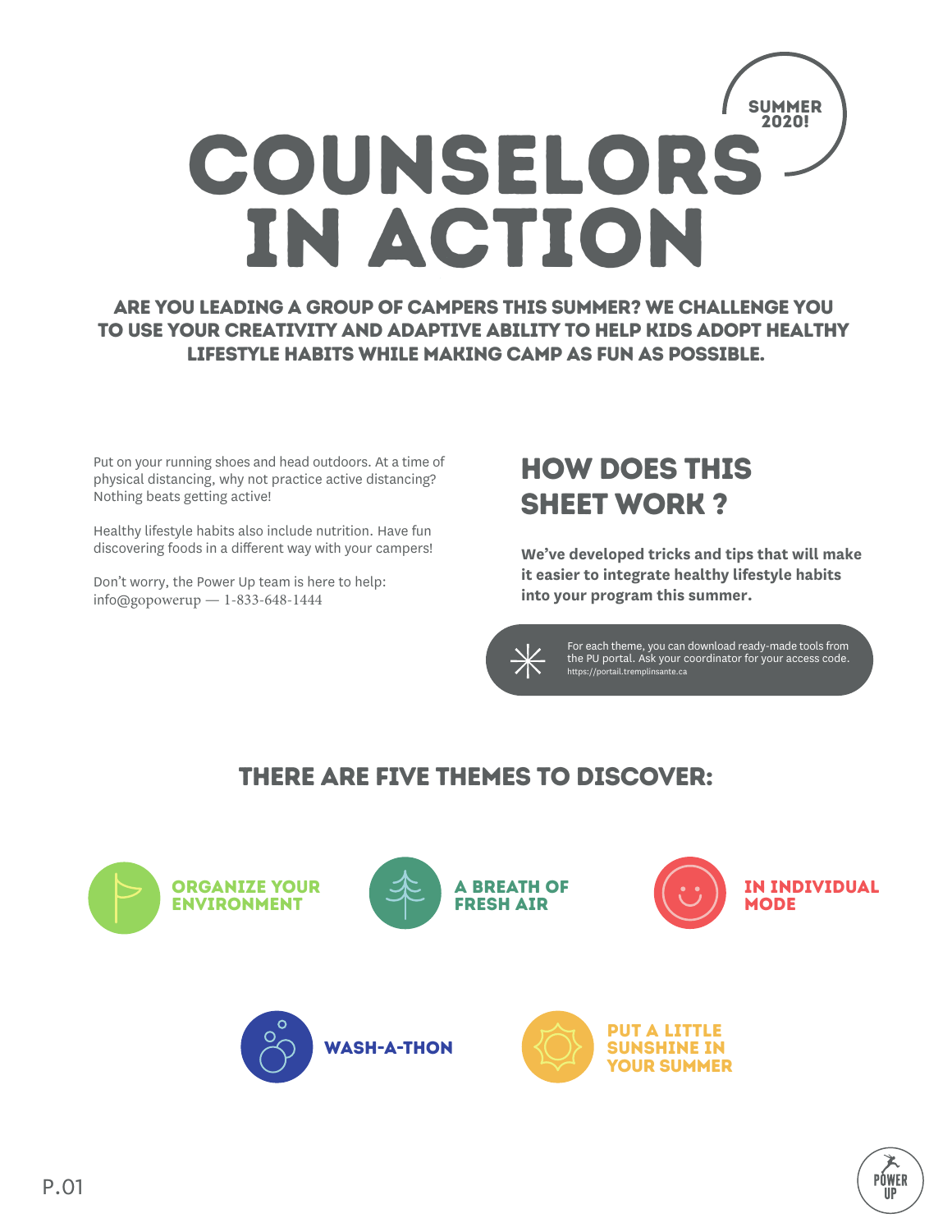SUMMER 2020!

# COUNSELORS IN ACTION

**ARE YOU LEADING A GROUP OF CAMPERS THIS SUMMER? WE CHALLENGE YOU TO USE YOUR CREATIVITY AND ADAPTIVE ABILITY TO HELP KIDS ADOPT HEALTHY LIFESTYLE HABITS WHILE MAKING CAMP AS FUN AS POSSIBLE.**

Put on your running shoes and head outdoors. At a time of physical distancing, why not practice active distancing? Nothing beats getting active!

Healthy lifestyle habits also include nutrition. Have fun discovering foods in a different way with your campers!

Don't worry, the Power Up team is here to help:
info@gopowerup — 1-833-648-1444

## HOW DOES THIS SHEET WORK ?

**We've developed tricks and tips that will make it easier to integrate healthy lifestyle habits into your program this summer.**

For each theme, you can download ready-made tools from the PU portal. Ask your coordinator for your access code.
https://portail.tremplinsante.ca

## THERE ARE FIVE THEMES TO DISCOVER:

- ORGANIZE YOUR ENVIRONMENT
- A BREATH OF FRESH AIR
- IN INDIVIDUAL MODE
- WASH-A-THON
- PUT A LITTLE SUNSHINE IN YOUR SUMMER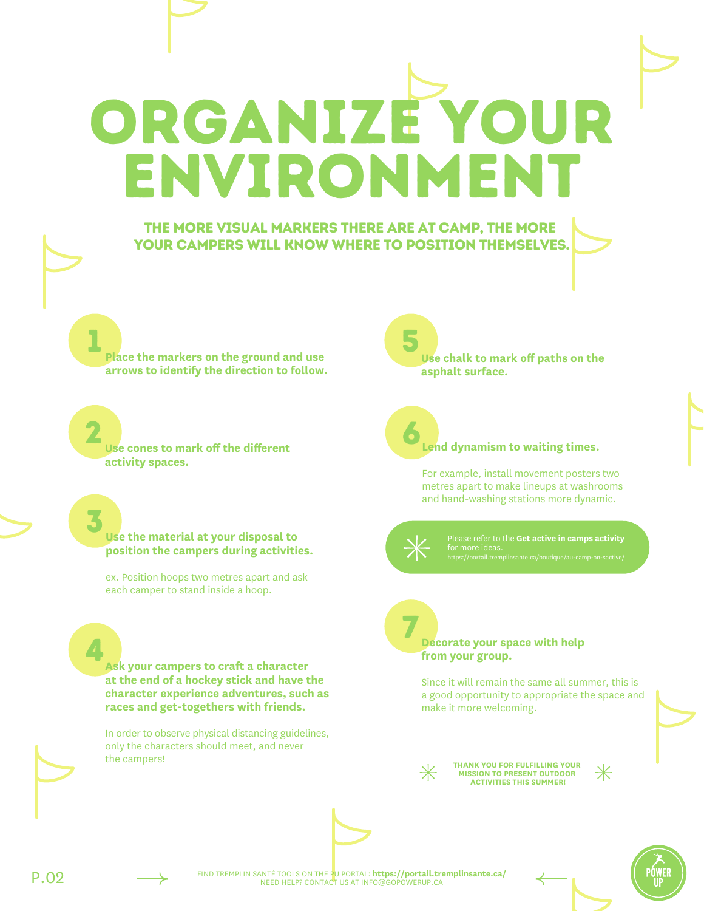# ORGANIZE YOUR ENVIRONMENT

**THE MORE VISUAL MARKERS THERE ARE AT CAMP, THE MORE YOUR CAMPERS WILL KNOW WHERE TO POSITION THEMSELVES.**

1. **Place the markers on the ground and use arrows to identify the direction to follow.**

2. **Use cones to mark off the different activity spaces.**

3. **Use the material at your disposal to position the campers during activities.**

   ex. Position hoops two metres apart and ask each camper to stand inside a hoop.

4. **Ask your campers to craft a character at the end of a hockey stick and have the character experience adventures, such as races and get-togethers with friends.**

   In order to observe physical distancing guidelines, only the characters should meet, and never the campers!

5. **Use chalk to mark off paths on the asphalt surface.**

6. **Lend dynamism to waiting times.**

   For example, install movement posters two metres apart to make lineups at washrooms and hand-washing stations more dynamic.

Please refer to the **Get active in camps activity** for more ideas.
https://portail.tremplinsante.ca/boutique/au-camp-on-sactive/

7. **Decorate your space with help from your group.**

   Since it will remain the same all summer, this is a good opportunity to appropriate the space and make it more welcoming.

**THANK YOU FOR FULFILLING YOUR MISSION TO PRESENT OUTDOOR ACTIVITIES THIS SUMMER!**

FIND TREMPLIN SANTÉ TOOLS ON THE PU PORTAL: **https://portail.tremplinsante.ca/**
NEED HELP? CONTACT US AT INFO@GOPOWERUP.CA

POWER UP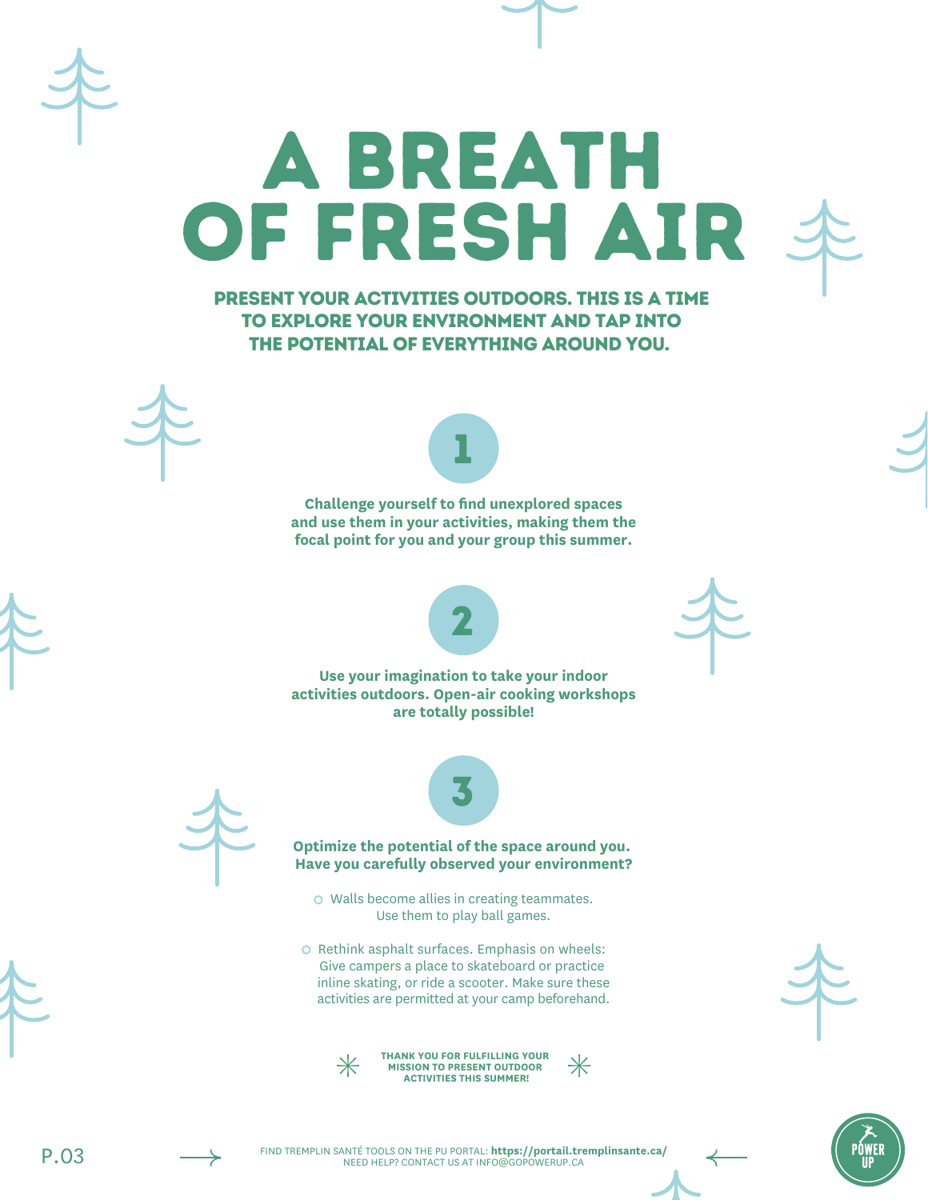# A BREATH OF FRESH AIR

**PRESENT YOUR ACTIVITIES OUTDOORS. THIS IS A TIME TO EXPLORE YOUR ENVIRONMENT AND TAP INTO THE POTENTIAL OF EVERYTHING AROUND YOU.**

## 1

**Challenge yourself to find unexplored spaces and use them in your activities, making them the focal point for you and your group this summer.**

## 2

**Use your imagination to take your indoor activities outdoors. Open-air cooking workshops are totally possible!**

## 3

**Optimize the potential of the space around you. Have you carefully observed your environment?**

- Walls become allies in creating teammates. Use them to play ball games.
- Rethink asphalt surfaces. Emphasis on wheels: Give campers a place to skateboard or practice inline skating, or ride a scooter. Make sure these activities are permitted at your camp beforehand.

**THANK YOU FOR FULFILLING YOUR MISSION TO PRESENT OUTDOOR ACTIVITIES THIS SUMMER!**

FIND TREMPLIN SANTÉ TOOLS ON THE PU PORTAL: **https://portail.tremplinsante.ca/**
NEED HELP? CONTACT US AT INFO@GOPOWERUP.CA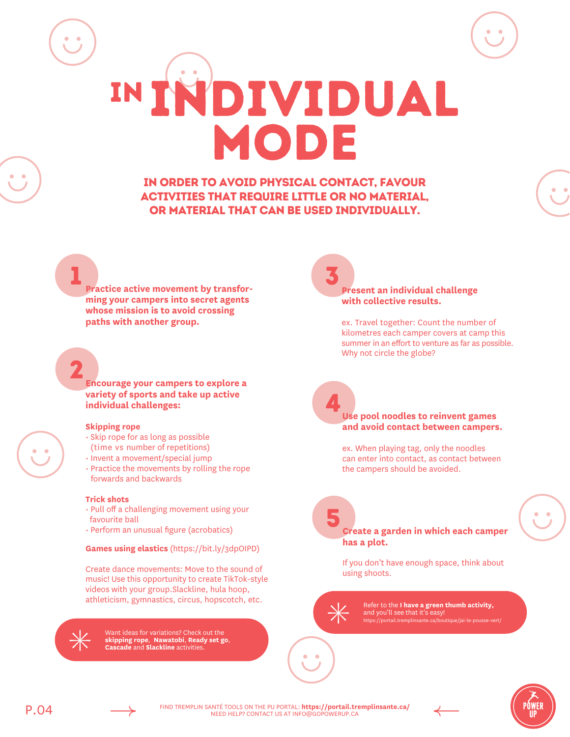# IN INDIVIDUAL MODE

**IN ORDER TO AVOID PHYSICAL CONTACT, FAVOUR ACTIVITIES THAT REQUIRE LITTLE OR NO MATERIAL, OR MATERIAL THAT CAN BE USED INDIVIDUALLY.**

## 1

**Practice active movement by transforming your campers into secret agents whose mission is to avoid crossing paths with another group.**

## 2

**Encourage your campers to explore a variety of sports and take up active individual challenges:**

**Skipping rope**

- Skip rope for as long as possible (time vs number of repetitions)
- Invent a movement/special jump
- Practice the movements by rolling the rope forwards and backwards

**Trick shots**

- Pull off a challenging movement using your favourite ball
- Perform an unusual figure (acrobatics)

**Games using elastics** (https://bit.ly/3dpOIPD)

Create dance movements: Move to the sound of music! Use this opportunity to create TikTok-style videos with your group.Slackline, hula hoop, athleticism, gymnastics, circus, hopscotch, etc.

> Want ideas for variations? Check out the **skipping rope**, **Nawatobi**, **Ready set go**, **Cascade** and **Slackline** activities.

## 3

**Present an individual challenge with collective results.**

ex. Travel together: Count the number of kilometres each camper covers at camp this summer in an effort to venture as far as possible. Why not circle the globe?

## 4

**Use pool noodles to reinvent games and avoid contact between campers.**

ex. When playing tag, only the noodles can enter into contact, as contact between the campers should be avoided.

## 5

**Create a garden in which each camper has a plot.**

If you don't have enough space, think about using shoots.

> Refer to the **I have a green thumb activity,** and you'll see that it's easy!
> https://portail.tremplinsante.ca/boutique/jai-le-pousse-vert/

FIND TREMPLIN SANTÉ TOOLS ON THE PU PORTAL: **https://portail.tremplinsante.ca/**
NEED HELP? CONTACT US AT INFO@GOPOWERUP.CA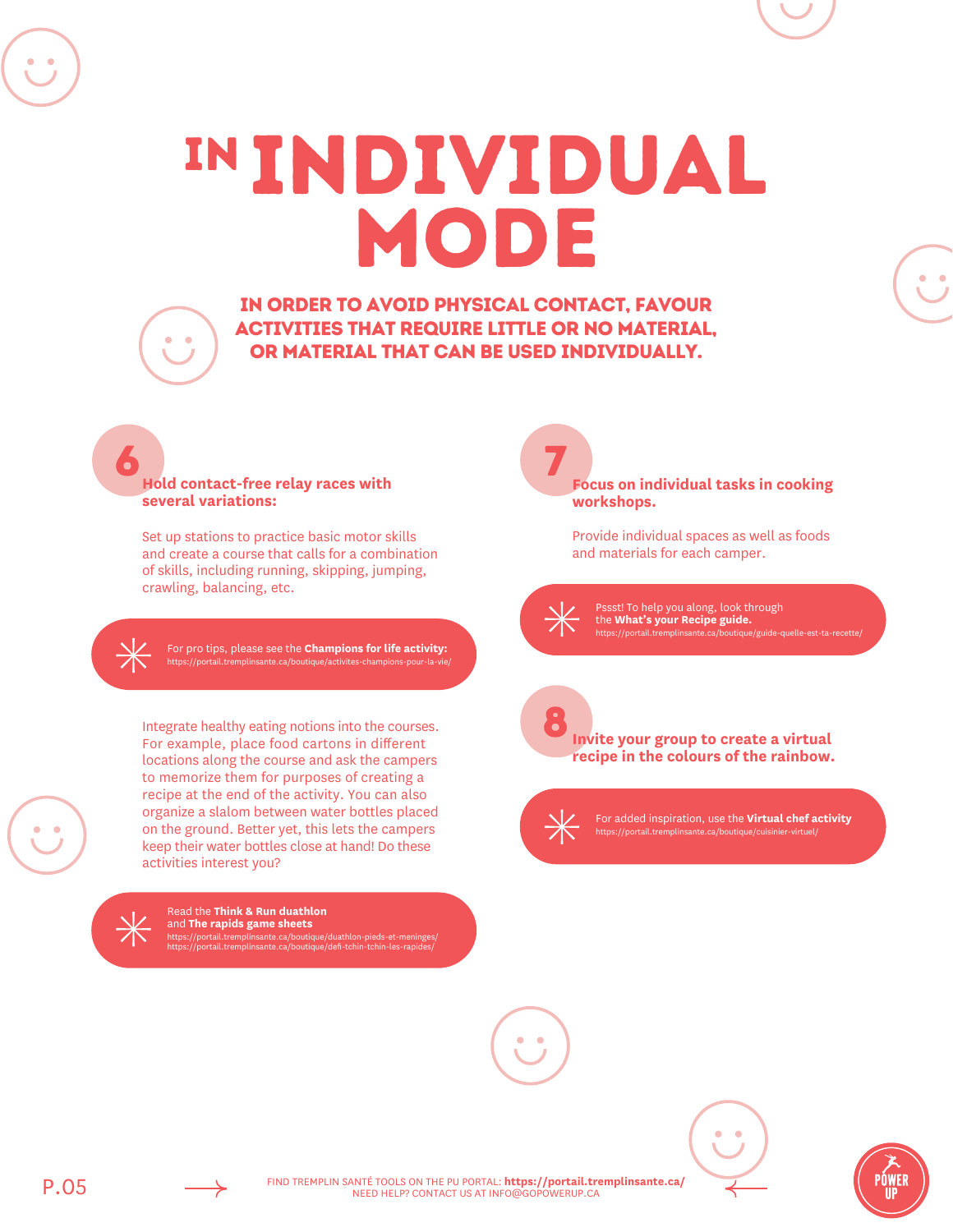# IN INDIVIDUAL MODE

**IN ORDER TO AVOID PHYSICAL CONTACT, FAVOUR ACTIVITIES THAT REQUIRE LITTLE OR NO MATERIAL, OR MATERIAL THAT CAN BE USED INDIVIDUALLY.**

## 6

**Hold contact-free relay races with several variations:**

Set up stations to practice basic motor skills and create a course that calls for a combination of skills, including running, skipping, jumping, crawling, balancing, etc.

> For pro tips, please see the **Champions for life activity:**
> https://portail.tremplinsante.ca/boutique/activites-champions-pour-la-vie/

Integrate healthy eating notions into the courses. For example, place food cartons in different locations along the course and ask the campers to memorize them for purposes of creating a recipe at the end of the activity. You can also organize a slalom between water bottles placed on the ground. Better yet, this lets the campers keep their water bottles close at hand! Do these activities interest you?

> Read the **Think & Run duathlon** and **The rapids game sheets**
> https://portail.tremplinsante.ca/boutique/duathlon-pieds-et-meninges/
> https://portail.tremplinsante.ca/boutique/defi-tchin-tchin-les-rapides/

## 7

**Focus on individual tasks in cooking workshops.**

Provide individual spaces as well as foods and materials for each camper.

> Pssst! To help you along, look through the **What's your Recipe guide.**
> https://portail.tremplinsante.ca/boutique/guide-quelle-est-ta-recette/

## 8

**Invite your group to create a virtual recipe in the colours of the rainbow.**

> For added inspiration, use the **Virtual chef activity**
> https://portail.tremplinsante.ca/boutique/cuisinier-virtuel/

FIND TREMPLIN SANTÉ TOOLS ON THE PU PORTAL: **https://portail.tremplinsante.ca/**
NEED HELP? CONTACT US AT INFO@GOPOWERUP.CA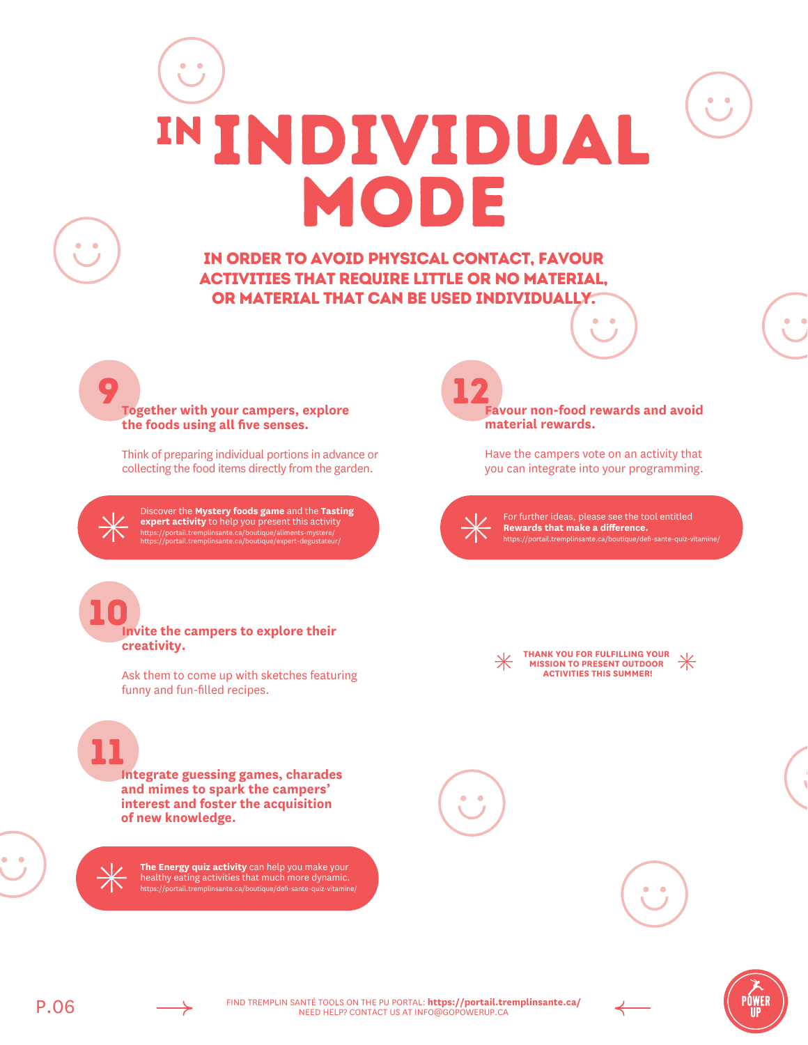# IN INDIVIDUAL MODE

**IN ORDER TO AVOID PHYSICAL CONTACT, FAVOUR ACTIVITIES THAT REQUIRE LITTLE OR NO MATERIAL, OR MATERIAL THAT CAN BE USED INDIVIDUALLY.**

## 9

**Together with your campers, explore the foods using all five senses.**

Think of preparing individual portions in advance or collecting the food items directly from the garden.

Discover the **Mystery foods game** and the **Tasting expert activity** to help you present this activity
https://portail.tremplinsante.ca/boutique/aliments-mystere/
https://portail.tremplinsante.ca/boutique/expert-degustateur/

## 10

**Invite the campers to explore their creativity.**

Ask them to come up with sketches featuring funny and fun-filled recipes.

## 11

**Integrate guessing games, charades and mimes to spark the campers' interest and foster the acquisition of new knowledge.**

**The Energy quiz activity** can help you make your healthy eating activities that much more dynamic.
https://portail.tremplinsante.ca/boutique/defi-sante-quiz-vitamine/

## 12

**Favour non-food rewards and avoid material rewards.**

Have the campers vote on an activity that you can integrate into your programming.

For further ideas, please see the tool entitled **Rewards that make a difference.**
https://portail.tremplinsante.ca/boutique/defi-sante-quiz-vitamine/

**THANK YOU FOR FULFILLING YOUR MISSION TO PRESENT OUTDOOR ACTIVITIES THIS SUMMER!**

FIND TREMPLIN SANTÉ TOOLS ON THE PU PORTAL: **https://portail.tremplinsante.ca/**
NEED HELP? CONTACT US AT INFO@GOPOWERUP.CA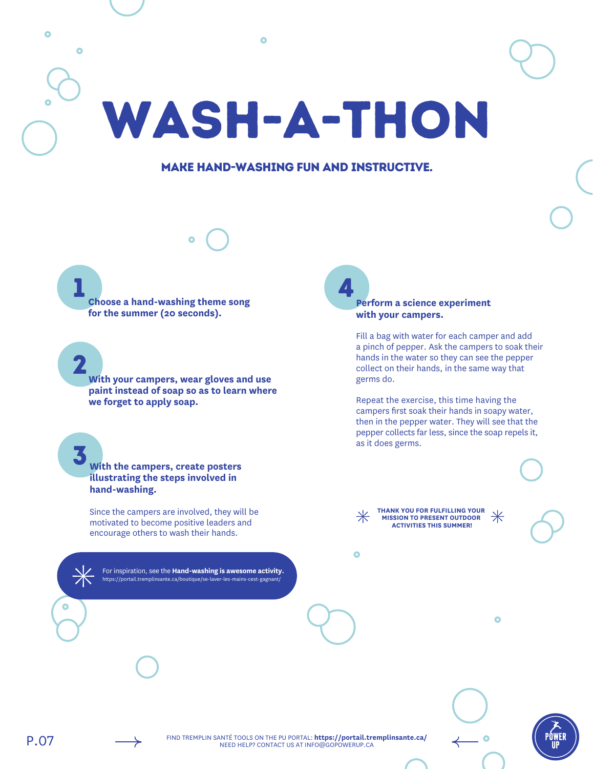# WASH-A-THON

## MAKE HAND-WASHING FUN AND INSTRUCTIVE.

### 1

**Choose a hand-washing theme song for the summer (20 seconds).**

### 2

**With your campers, wear gloves and use paint instead of soap so as to learn where we forget to apply soap.**

### 3

**With the campers, create posters illustrating the steps involved in hand-washing.**

Since the campers are involved, they will be motivated to become positive leaders and encourage others to wash their hands.

For inspiration, see the **Hand-washing is awesome activity.**
https://portail.tremplinsante.ca/boutique/se-laver-les-mains-cest-gagnant/

### 4

**Perform a science experiment with your campers.**

Fill a bag with water for each camper and add a pinch of pepper. Ask the campers to soak their hands in the water so they can see the pepper collect on their hands, in the same way that germs do.

Repeat the exercise, this time having the campers first soak their hands in soapy water, then in the pepper water. They will see that the pepper collects far less, since the soap repels it, as it does germs.

**THANK YOU FOR FULFILLING YOUR MISSION TO PRESENT OUTDOOR ACTIVITIES THIS SUMMER!**

FIND TREMPLIN SANTÉ TOOLS ON THE PU PORTAL: **https://portail.tremplinsante.ca/**
NEED HELP? CONTACT US AT INFO@GOPOWERUP.CA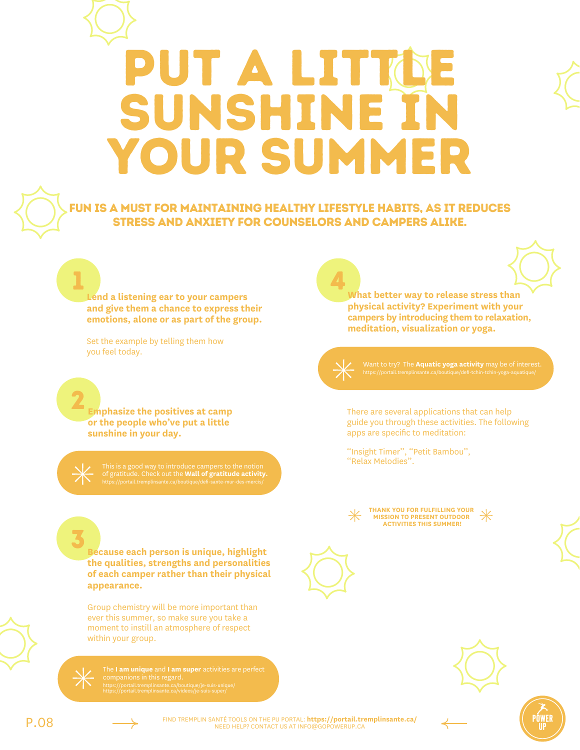# PUT A LITTLE SUNSHINE IN YOUR SUMMER

**FUN IS A MUST FOR MAINTAINING HEALTHY LIFESTYLE HABITS, AS IT REDUCES STRESS AND ANXIETY FOR COUNSELORS AND CAMPERS ALIKE.**

## 1

**Lend a listening ear to your campers and give them a chance to express their emotions, alone or as part of the group.**

Set the example by telling them how you feel today.

## 2

**Emphasize the positives at camp or the people who've put a little sunshine in your day.**

This is a good way to introduce campers to the notion of gratitude. Check out the **Wall of gratitude activity.**
https://portail.tremplinsante.ca/boutique/defi-sante-mur-des-mercis/

## 3

**Because each person is unique, highlight the qualities, strengths and personalities of each camper rather than their physical appearance.**

Group chemistry will be more important than ever this summer, so make sure you take a moment to instill an atmosphere of respect within your group.

The **I am unique** and **I am super** activities are perfect companions in this regard.
https://portail.tremplinsante.ca/boutique/je-suis-unique/
https://portail.tremplinsante.ca/videos/je-suis-super/

## 4

**What better way to release stress than physical activity? Experiment with your campers by introducing them to relaxation, meditation, visualization or yoga.**

Want to try? The **Aquatic yoga activity** may be of interest.
https://portail.tremplinsante.ca/boutique/defi-tchin-tchin-yoga-aquatique/

There are several applications that can help guide you through these activities. The following apps are specific to meditation:

"Insight Timer", "Petit Bambou", "Relax Melodies".

**THANK YOU FOR FULFILLING YOUR MISSION TO PRESENT OUTDOOR ACTIVITIES THIS SUMMER!**

FIND TREMPLIN SANTÉ TOOLS ON THE PU PORTAL: **https://portail.tremplinsante.ca/**
NEED HELP? CONTACT US AT INFO@GOPOWERUP.CA

POWER UP